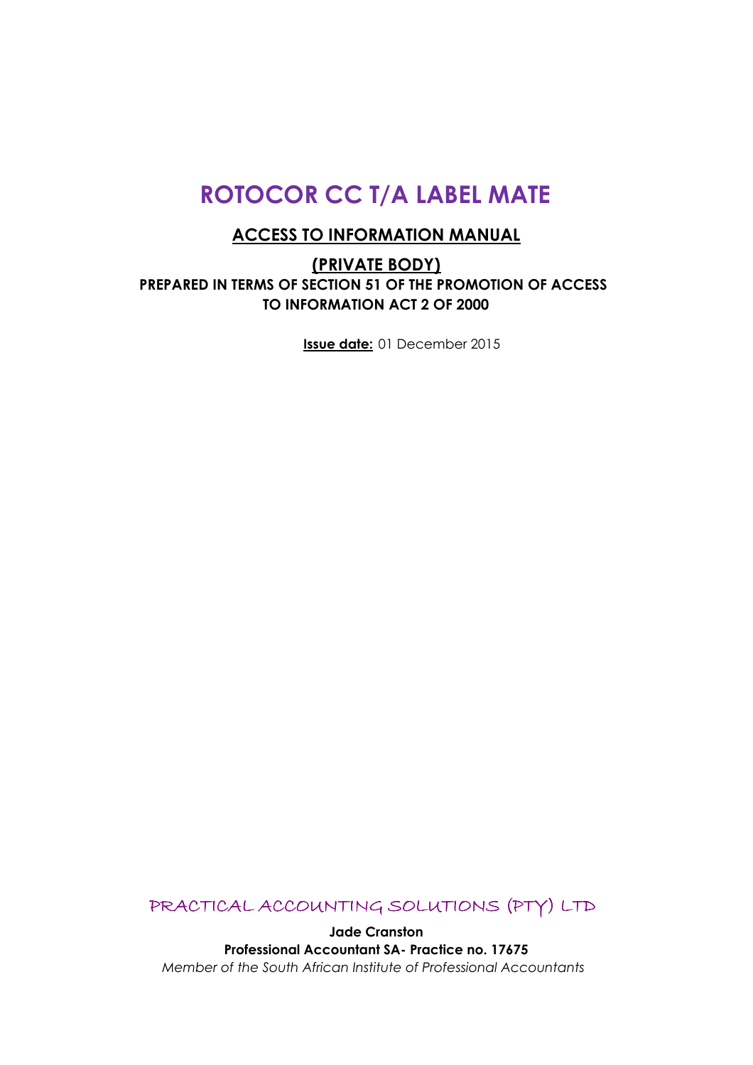# ROTOCOR CC T/A LABEL MATE

## ACCESS TO INFORMATION MANUAL

## (PRIVATE BODY)

**PREPARED IN TERMS OF SECTION 51 OF THE PROMOTION OF ACCESS TO INFORMATION ACT 2 OF 2000**

**Issue date:** 01 December 2015

PRACTICAL ACCOUNTING SOLUTIONS (PTY) LTD

**Jade Cranston**
**Professional Accountant SA- Practice no. 17675**
*Member of the South African Institute of Professional Accountants*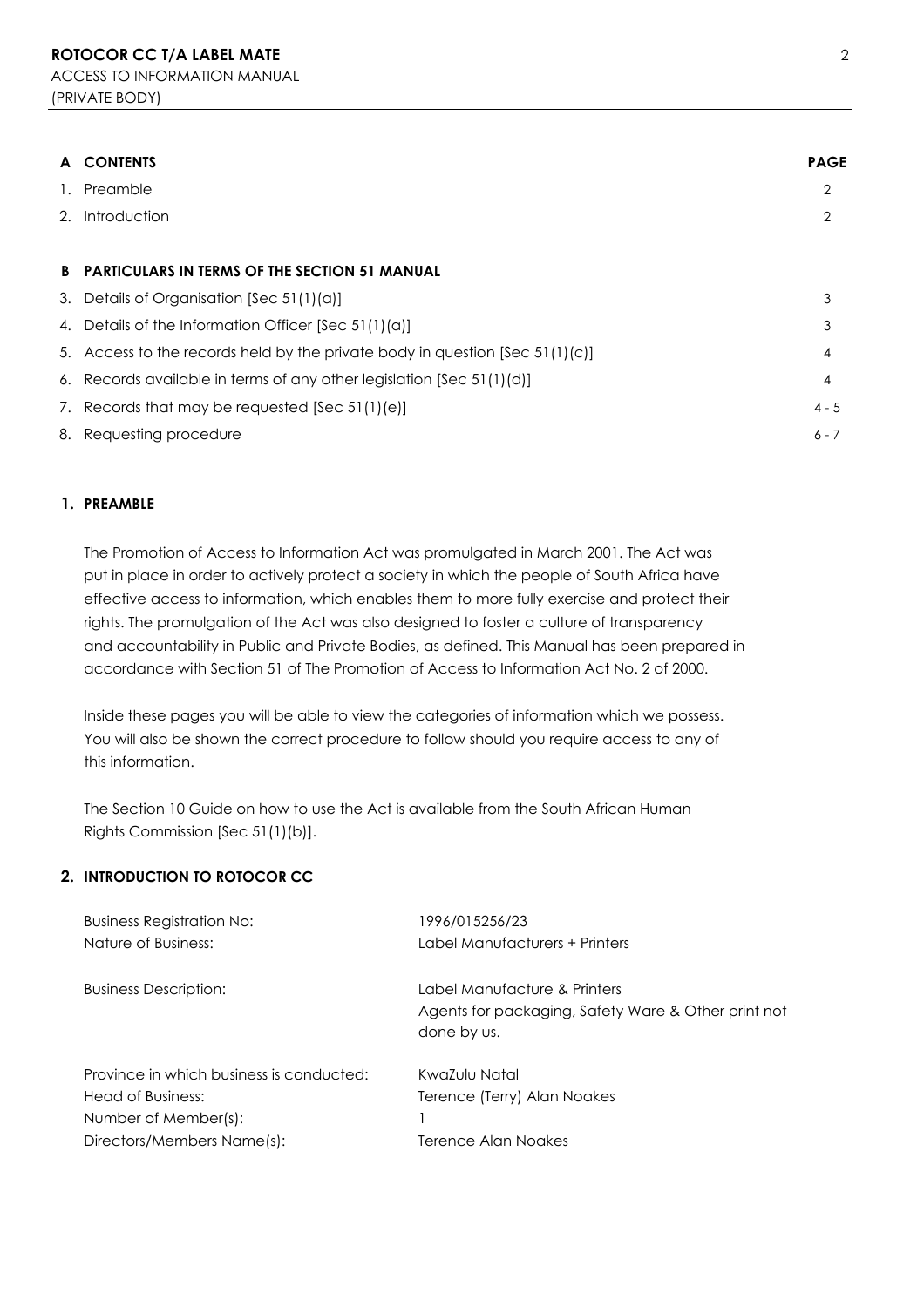## A CONTENTS

| | CONTENTS | PAGE |
|---|---|---|
| 1. | Preamble | 2 |
| 2. | Introduction | 2 |

## B PARTICULARS IN TERMS OF THE SECTION 51 MANUAL

| | | |
|---|---|---|
| 3. | Details of Organisation [Sec 51(1)(a)] | 3 |
| 4. | Details of the Information Officer [Sec 51(1)(a)] | 3 |
| 5. | Access to the records held by the private body in question [Sec 51(1)(c)] | 4 |
| 6. | Records available in terms of any other legislation [Sec 51(1)(d)] | 4 |
| 7. | Records that may be requested [Sec 51(1)(e)] | 4 - 5 |
| 8. | Requesting procedure | 6 - 7 |

### 1. PREAMBLE

The Promotion of Access to Information Act was promulgated in March 2001. The Act was put in place in order to actively protect a society in which the people of South Africa have effective access to information, which enables them to more fully exercise and protect their rights. The promulgation of the Act was also designed to foster a culture of transparency and accountability in Public and Private Bodies, as defined. This Manual has been prepared in accordance with Section 51 of The Promotion of Access to Information Act No. 2 of 2000.

Inside these pages you will be able to view the categories of information which we possess. You will also be shown the correct procedure to follow should you require access to any of this information.

The Section 10 Guide on how to use the Act is available from the South African Human Rights Commission [Sec 51(1)(b)].

### 2. INTRODUCTION TO ROTOCOR CC

| | |
|---|---|
| Business Registration No: | 1996/015256/23 |
| Nature of Business: | Label Manufacturers + Printers |
| Business Description: | Label Manufacture & Printers<br>Agents for packaging, Safety Ware & Other print not done by us. |
| Province in which business is conducted: | KwaZulu Natal |
| Head of Business: | Terence (Terry) Alan Noakes |
| Number of Member(s): | 1 |
| Directors/Members Name(s): | Terence Alan Noakes |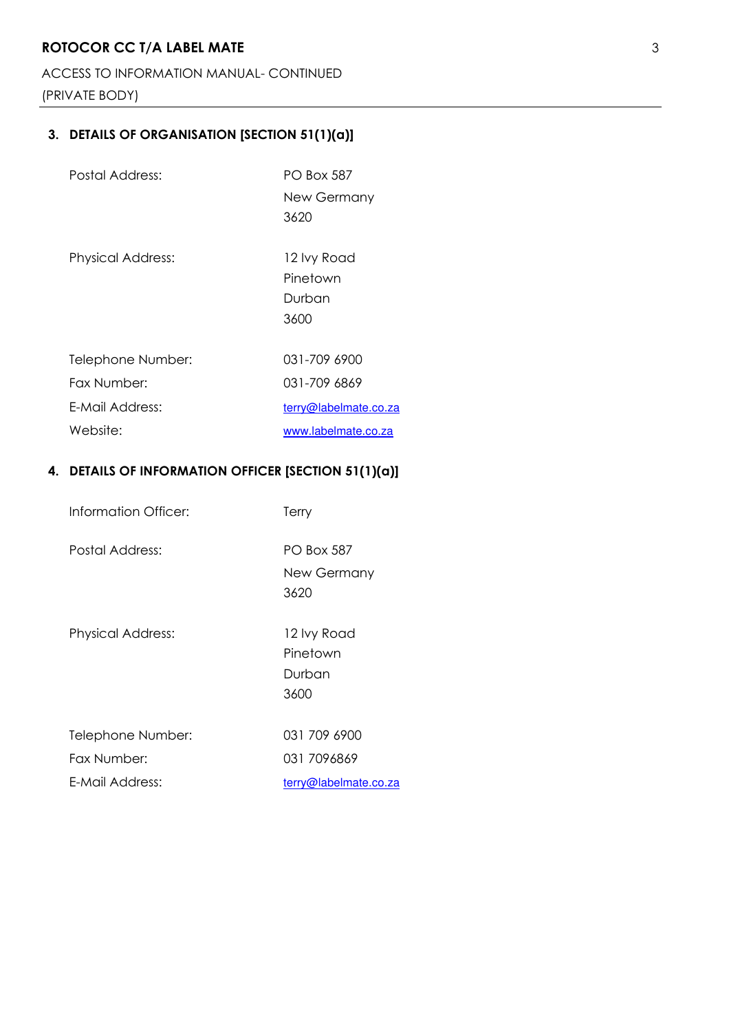## 3. DETAILS OF ORGANISATION [SECTION 51(1)(a)]

| | |
|---|---|
| Postal Address: | PO Box 587<br>New Germany<br>3620 |
| Physical Address: | 12 Ivy Road<br>Pinetown<br>Durban<br>3600 |
| Telephone Number: | 031-709 6900 |
| Fax Number: | 031-709 6869 |
| E-Mail Address: | terry@labelmate.co.za |
| Website: | www.labelmate.co.za |

## 4. DETAILS OF INFORMATION OFFICER [SECTION 51(1)(a)]

| | |
|---|---|
| Information Officer: | Terry |
| Postal Address: | PO Box 587<br>New Germany<br>3620 |
| Physical Address: | 12 Ivy Road<br>Pinetown<br>Durban<br>3600 |
| Telephone Number: | 031 709 6900 |
| Fax Number: | 031 7096869 |
| E-Mail Address: | terry@labelmate.co.za |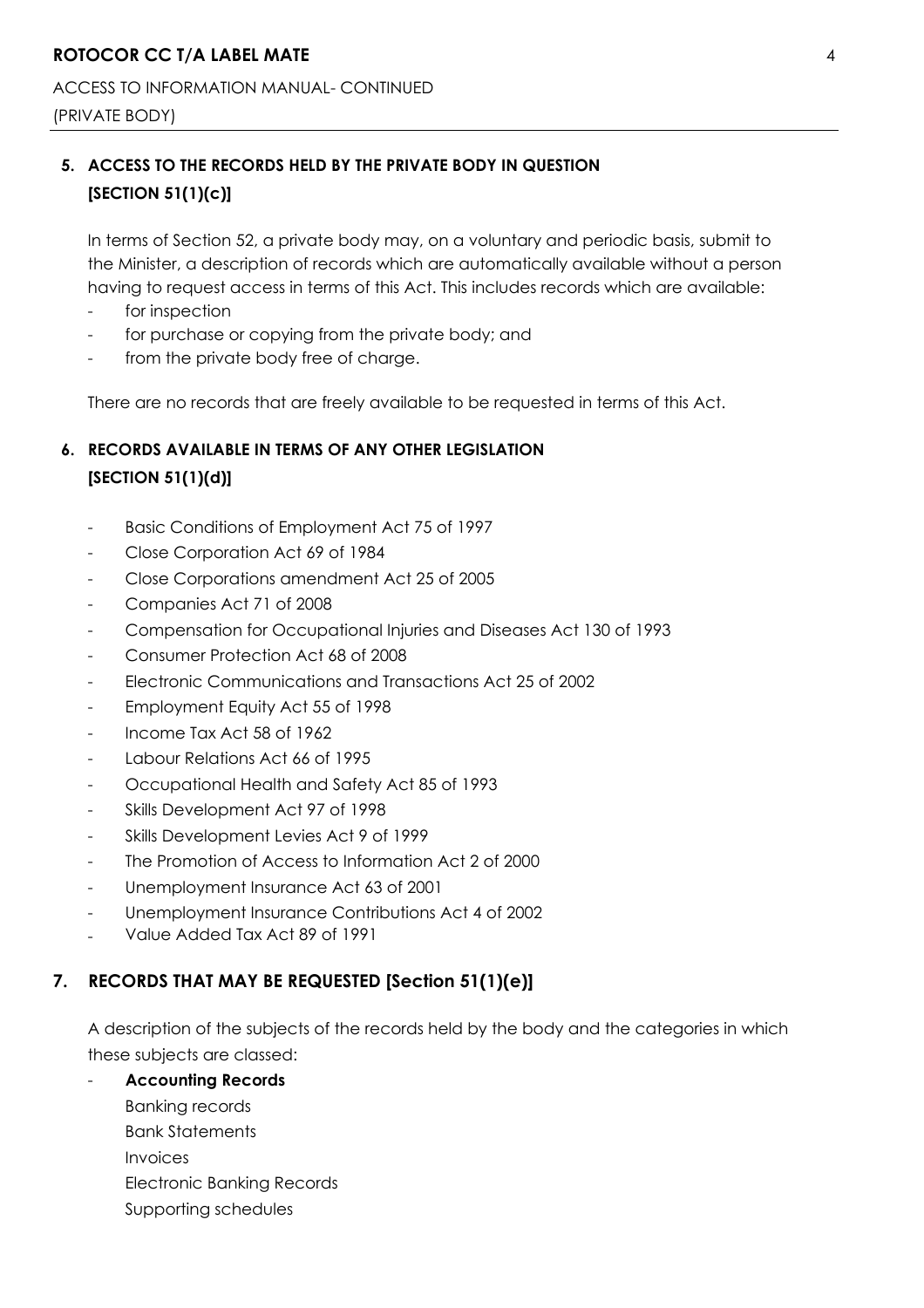## 5. ACCESS TO THE RECORDS HELD BY THE PRIVATE BODY IN QUESTION [SECTION 51(1)(c)]

In terms of Section 52, a private body may, on a voluntary and periodic basis, submit to the Minister, a description of records which are automatically available without a person having to request access in terms of this Act. This includes records which are available:

- for inspection
- for purchase or copying from the private body; and
- from the private body free of charge.

There are no records that are freely available to be requested in terms of this Act.

## 6. RECORDS AVAILABLE IN TERMS OF ANY OTHER LEGISLATION [SECTION 51(1)(d)]

- Basic Conditions of Employment Act 75 of 1997
- Close Corporation Act 69 of 1984
- Close Corporations amendment Act 25 of 2005
- Companies Act 71 of 2008
- Compensation for Occupational Injuries and Diseases Act 130 of 1993
- Consumer Protection Act 68 of 2008
- Electronic Communications and Transactions Act 25 of 2002
- Employment Equity Act 55 of 1998
- Income Tax Act 58 of 1962
- Labour Relations Act 66 of 1995
- Occupational Health and Safety Act 85 of 1993
- Skills Development Act 97 of 1998
- Skills Development Levies Act 9 of 1999
- The Promotion of Access to Information Act 2 of 2000
- Unemployment Insurance Act 63 of 2001
- Unemployment Insurance Contributions Act 4 of 2002
- Value Added Tax Act 89 of 1991

## 7. RECORDS THAT MAY BE REQUESTED [Section 51(1)(e)]

A description of the subjects of the records held by the body and the categories in which these subjects are classed:

- **Accounting Records**
  Banking records
  Bank Statements
  Invoices
  Electronic Banking Records
  Supporting schedules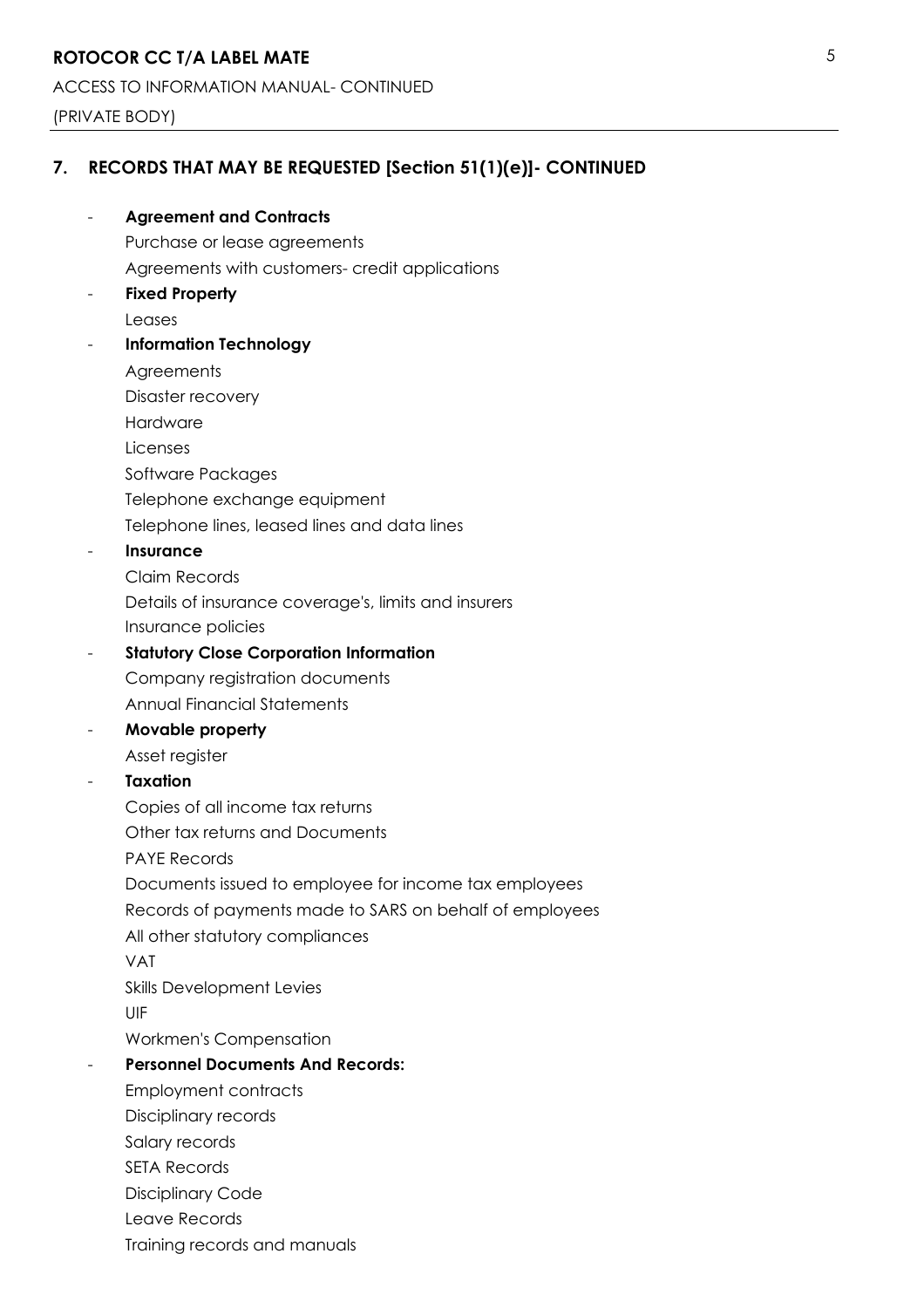## 7. RECORDS THAT MAY BE REQUESTED [Section 51(1)(e)]- CONTINUED

- **Agreement and Contracts**
  Purchase or lease agreements
  Agreements with customers- credit applications
- **Fixed Property**
  Leases
- **Information Technology**
  Agreements
  Disaster recovery
  Hardware
  Licenses
  Software Packages
  Telephone exchange equipment
  Telephone lines, leased lines and data lines
- **Insurance**
  Claim Records
  Details of insurance coverage's, limits and insurers
  Insurance policies
- **Statutory Close Corporation Information**
  Company registration documents
  Annual Financial Statements
- **Movable property**
  Asset register
- **Taxation**
  Copies of all income tax returns
  Other tax returns and Documents
  PAYE Records
  Documents issued to employee for income tax employees
  Records of payments made to SARS on behalf of employees
  All other statutory compliances
  VAT
  Skills Development Levies
  UIF
  Workmen's Compensation
- **Personnel Documents And Records:**
  Employment contracts
  Disciplinary records
  Salary records
  SETA Records
  Disciplinary Code
  Leave Records
  Training records and manuals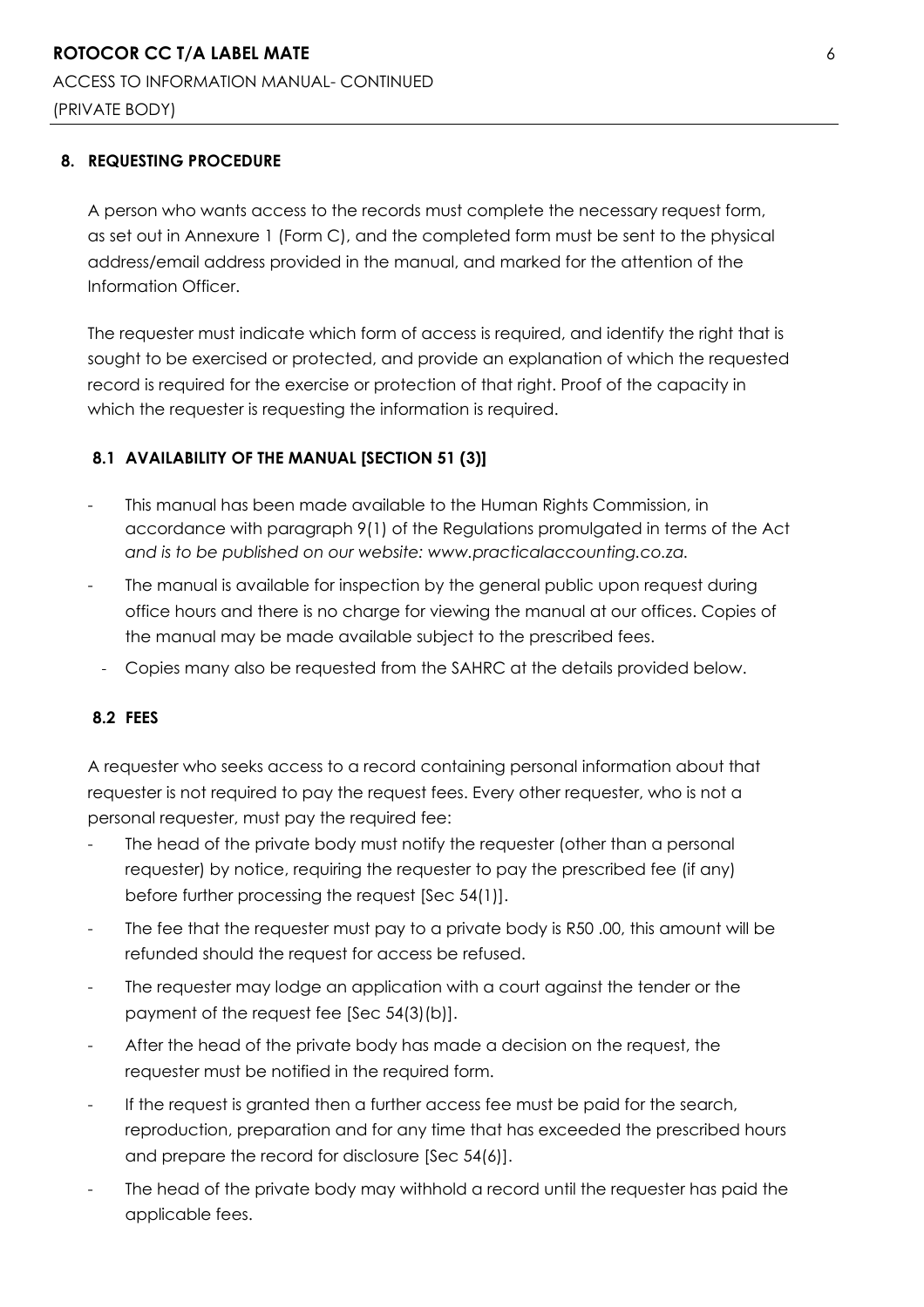## 8. REQUESTING PROCEDURE

A person who wants access to the records must complete the necessary request form, as set out in Annexure 1 (Form C), and the completed form must be sent to the physical address/email address provided in the manual, and marked for the attention of the Information Officer.

The requester must indicate which form of access is required, and identify the right that is sought to be exercised or protected, and provide an explanation of which the requested record is required for the exercise or protection of that right. Proof of the capacity in which the requester is requesting the information is required.

### 8.1 AVAILABILITY OF THE MANUAL [SECTION 51 (3)]

- This manual has been made available to the Human Rights Commission, in accordance with paragraph 9(1) of the Regulations promulgated in terms of the Act *and is to be published on our website: www.practicalaccounting.co.za.*
- The manual is available for inspection by the general public upon request during office hours and there is no charge for viewing the manual at our offices. Copies of the manual may be made available subject to the prescribed fees.
- Copies many also be requested from the SAHRC at the details provided below.

### 8.2 FEES

A requester who seeks access to a record containing personal information about that requester is not required to pay the request fees. Every other requester, who is not a personal requester, must pay the required fee:

- The head of the private body must notify the requester (other than a personal requester) by notice, requiring the requester to pay the prescribed fee (if any) before further processing the request [Sec 54(1)].
- The fee that the requester must pay to a private body is R50 .00, this amount will be refunded should the request for access be refused.
- The requester may lodge an application with a court against the tender or the payment of the request fee [Sec 54(3)(b)].
- After the head of the private body has made a decision on the request, the requester must be notified in the required form.
- If the request is granted then a further access fee must be paid for the search, reproduction, preparation and for any time that has exceeded the prescribed hours and prepare the record for disclosure [Sec 54(6)].
- The head of the private body may withhold a record until the requester has paid the applicable fees.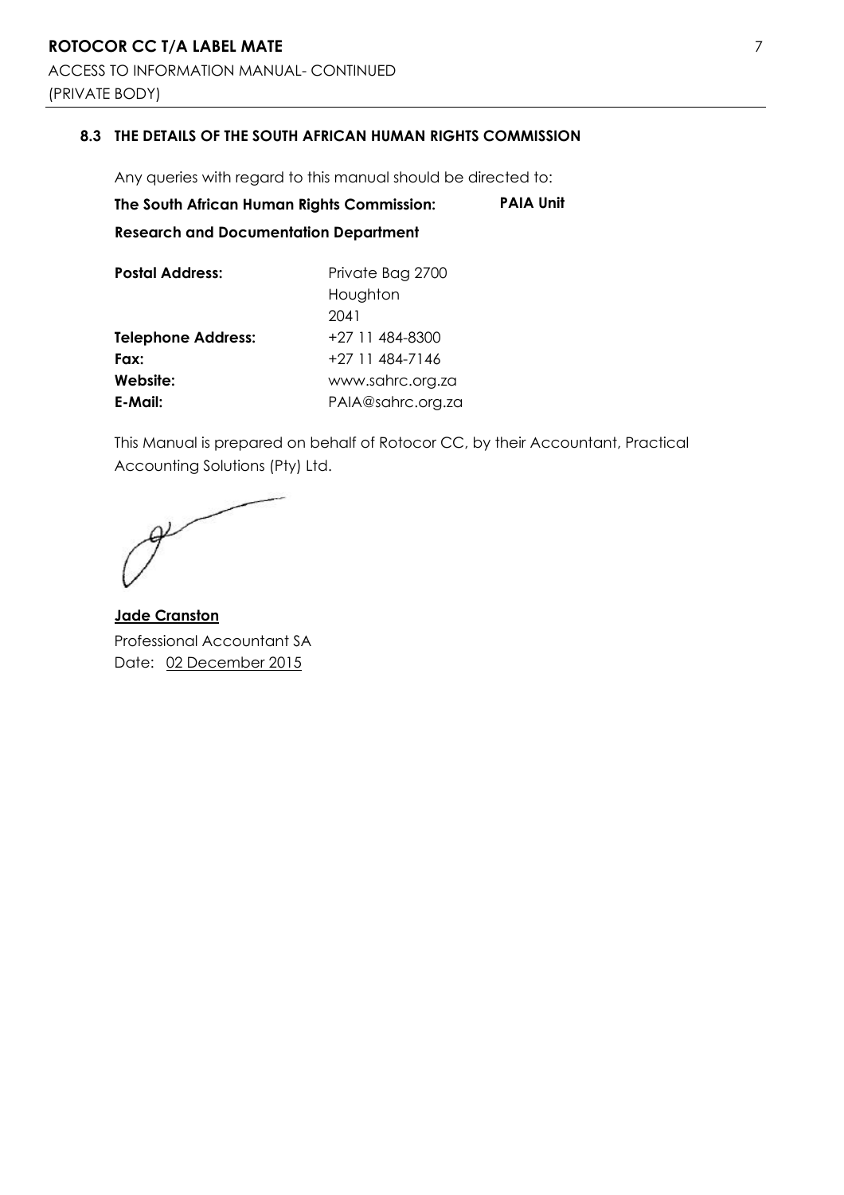### 8.3 THE DETAILS OF THE SOUTH AFRICAN HUMAN RIGHTS COMMISSION

Any queries with regard to this manual should be directed to:

**The South African Human Rights Commission: PAIA Unit**

**Research and Documentation Department**

| | |
|---|---|
| **Postal Address:** | Private Bag 2700<br>Houghton<br>2041 |
| **Telephone Address:** | +27 11 484-8300 |
| **Fax:** | +27 11 484-7146 |
| **Website:** | www.sahrc.org.za |
| **E-Mail:** | PAIA@sahrc.org.za |

This Manual is prepared on behalf of Rotocor CC, by their Accountant, Practical Accounting Solutions (Pty) Ltd.

**Jade Cranston**
Professional Accountant SA
Date: 02 December 2015